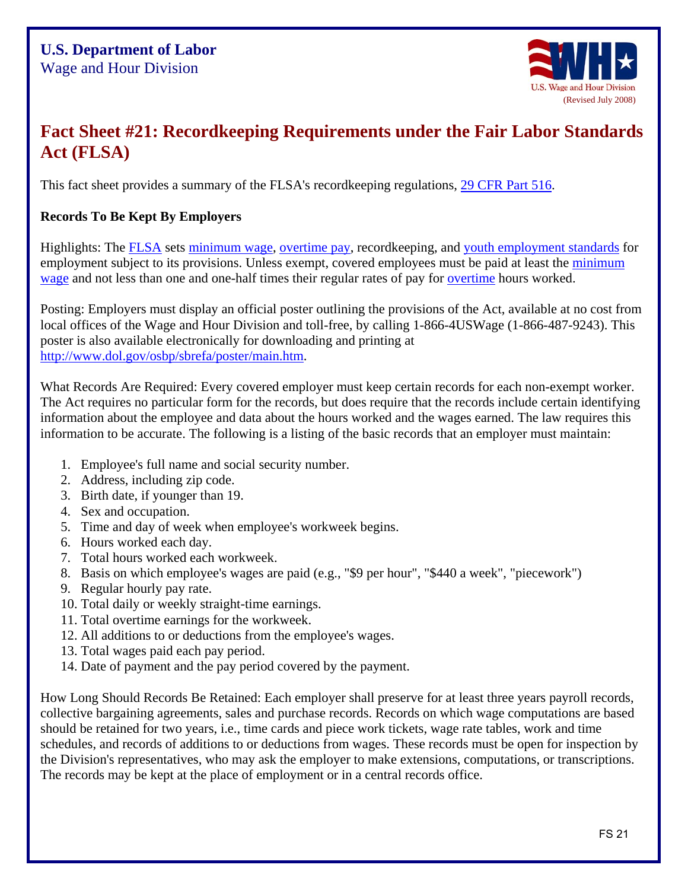**U.S. Department of Labor**
Wage and Hour Division

(Revised July 2008)

# Fact Sheet #21: Recordkeeping Requirements under the Fair Labor Standards Act (FLSA)

This fact sheet provides a summary of the FLSA's recordkeeping regulations, 29 CFR Part 516.

**Records To Be Kept By Employers**

Highlights: The FLSA sets minimum wage, overtime pay, recordkeeping, and youth employment standards for employment subject to its provisions. Unless exempt, covered employees must be paid at least the minimum wage and not less than one and one-half times their regular rates of pay for overtime hours worked.

Posting: Employers must display an official poster outlining the provisions of the Act, available at no cost from local offices of the Wage and Hour Division and toll-free, by calling 1-866-4USWage (1-866-487-9243). This poster is also available electronically for downloading and printing at http://www.dol.gov/osbp/sbrefa/poster/main.htm.

What Records Are Required: Every covered employer must keep certain records for each non-exempt worker. The Act requires no particular form for the records, but does require that the records include certain identifying information about the employee and data about the hours worked and the wages earned. The law requires this information to be accurate. The following is a listing of the basic records that an employer must maintain:

1. Employee's full name and social security number.
2. Address, including zip code.
3. Birth date, if younger than 19.
4. Sex and occupation.
5. Time and day of week when employee's workweek begins.
6. Hours worked each day.
7. Total hours worked each workweek.
8. Basis on which employee's wages are paid (e.g., "$9 per hour", "$440 a week", "piecework")
9. Regular hourly pay rate.
10. Total daily or weekly straight-time earnings.
11. Total overtime earnings for the workweek.
12. All additions to or deductions from the employee's wages.
13. Total wages paid each pay period.
14. Date of payment and the pay period covered by the payment.

How Long Should Records Be Retained: Each employer shall preserve for at least three years payroll records, collective bargaining agreements, sales and purchase records. Records on which wage computations are based should be retained for two years, i.e., time cards and piece work tickets, wage rate tables, work and time schedules, and records of additions to or deductions from wages. These records must be open for inspection by the Division's representatives, who may ask the employer to make extensions, computations, or transcriptions. The records may be kept at the place of employment or in a central records office.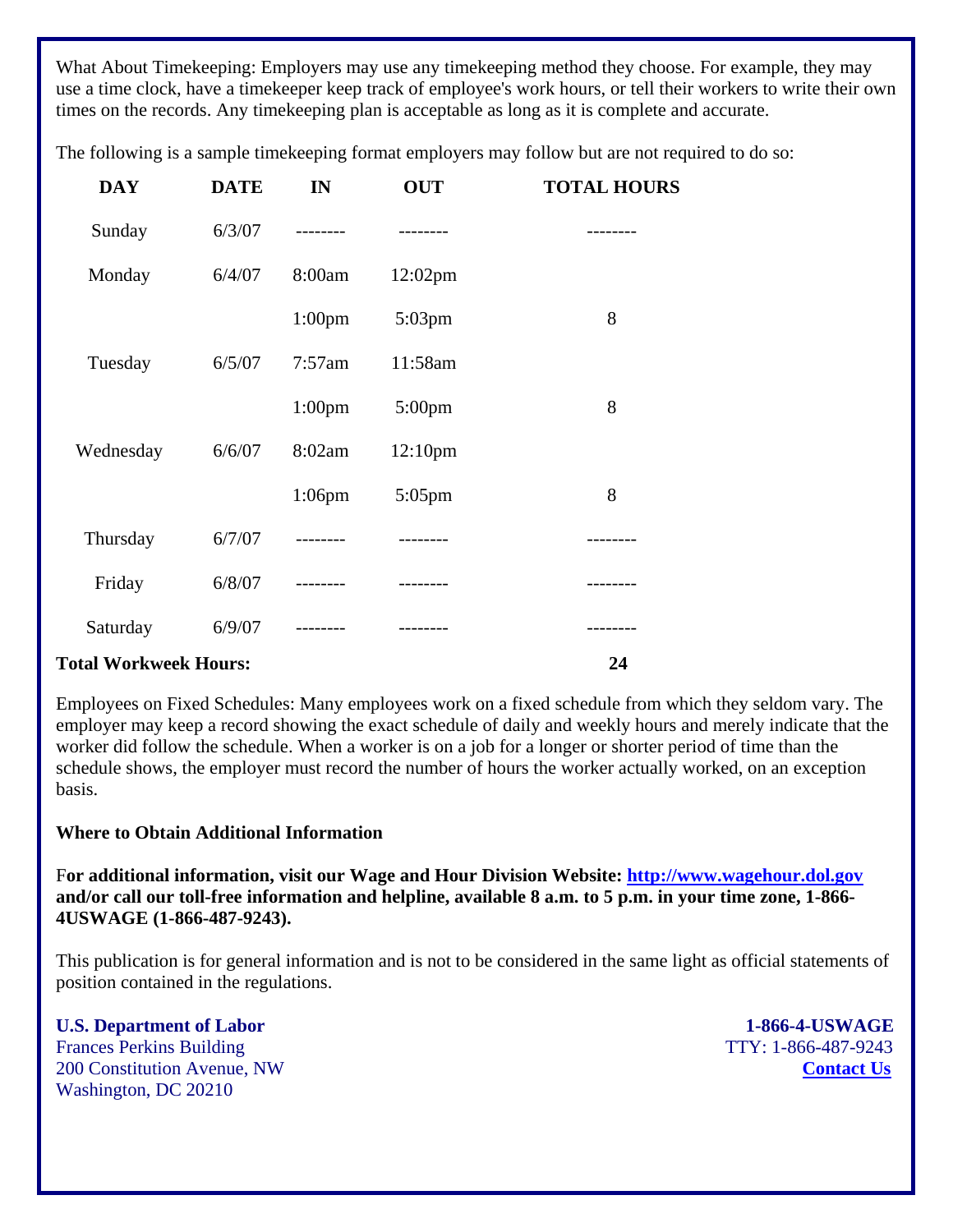What About Timekeeping: Employers may use any timekeeping method they choose. For example, they may use a time clock, have a timekeeper keep track of employee's work hours, or tell their workers to write their own times on the records. Any timekeeping plan is acceptable as long as it is complete and accurate.

The following is a sample timekeeping format employers may follow but are not required to do so:

| DAY | DATE | IN | OUT | TOTAL HOURS |
|---|---|---|---|---|
| Sunday | 6/3/07 | -------- | -------- | -------- |
| Monday | 6/4/07 | 8:00am | 12:02pm | |
| | | 1:00pm | 5:03pm | 8 |
| Tuesday | 6/5/07 | 7:57am | 11:58am | |
| | | 1:00pm | 5:00pm | 8 |
| Wednesday | 6/6/07 | 8:02am | 12:10pm | |
| | | 1:06pm | 5:05pm | 8 |
| Thursday | 6/7/07 | -------- | -------- | -------- |
| Friday | 6/8/07 | -------- | -------- | -------- |
| Saturday | 6/9/07 | -------- | -------- | -------- |
| **Total Workweek Hours:** | | | | **24** |

Employees on Fixed Schedules: Many employees work on a fixed schedule from which they seldom vary. The employer may keep a record showing the exact schedule of daily and weekly hours and merely indicate that the worker did follow the schedule. When a worker is on a job for a longer or shorter period of time than the schedule shows, the employer must record the number of hours the worker actually worked, on an exception basis.

**Where to Obtain Additional Information**

**For additional information, visit our Wage and Hour Division Website: http://www.wagehour.dol.gov and/or call our toll-free information and helpline, available 8 a.m. to 5 p.m. in your time zone, 1-866-4USWAGE (1-866-487-9243).**

This publication is for general information and is not to be considered in the same light as official statements of position contained in the regulations.

**U.S. Department of Labor**
Frances Perkins Building
200 Constitution Avenue, NW
Washington, DC 20210

**1-866-4-USWAGE**
TTY: 1-866-487-9243
**Contact Us**